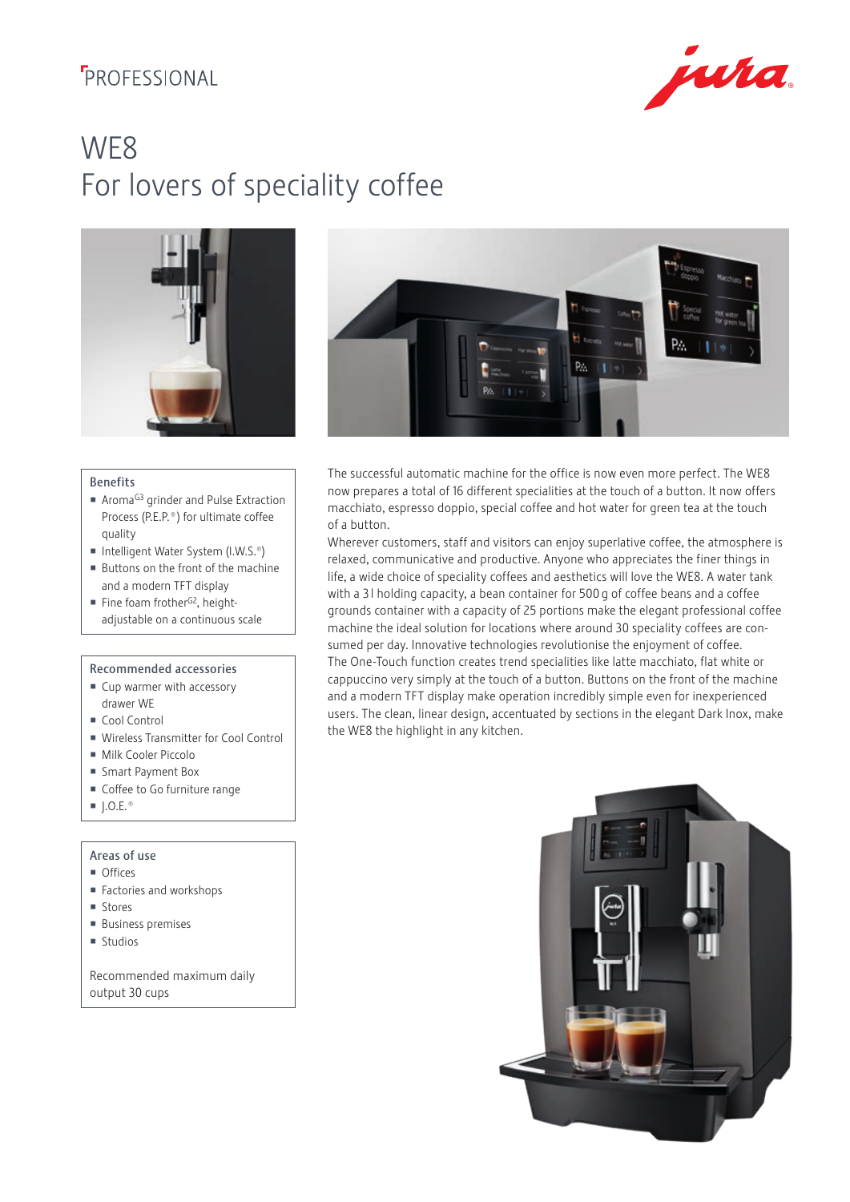PROFESSIONAL

# WE8
## For lovers of speciality coffee

### Benefits

- Aroma$^{G3}$ grinder and Pulse Extraction Process (P.E.P.®) for ultimate coffee quality
- Intelligent Water System (I.W.S.®)
- Buttons on the front of the machine and a modern TFT display
- Fine foam frother$^{G2}$, height-adjustable on a continuous scale

### Recommended accessories

- Cup warmer with accessory drawer WE
- Cool Control
- Wireless Transmitter for Cool Control
- Milk Cooler Piccolo
- Smart Payment Box
- Coffee to Go furniture range
- J.O.E.®

### Areas of use

- Offices
- Factories and workshops
- Stores
- Business premises
- Studios

Recommended maximum daily output 30 cups

The successful automatic machine for the office is now even more perfect. The WE8 now prepares a total of 16 different specialities at the touch of a button. It now offers macchiato, espresso doppio, special coffee and hot water for green tea at the touch of a button.
Wherever customers, staff and visitors can enjoy superlative coffee, the atmosphere is relaxed, communicative and productive. Anyone who appreciates the finer things in life, a wide choice of speciality coffees and aesthetics will love the WE8. A water tank with a 3 l holding capacity, a bean container for 500 g of coffee beans and a coffee grounds container with a capacity of 25 portions make the elegant professional coffee machine the ideal solution for locations where around 30 speciality coffees are consumed per day. Innovative technologies revolutionise the enjoyment of coffee.
The One-Touch function creates trend specialities like latte macchiato, flat white or cappuccino very simply at the touch of a button. Buttons on the front of the machine and a modern TFT display make operation incredibly simple even for inexperienced users. The clean, linear design, accentuated by sections in the elegant Dark Inox, make the WE8 the highlight in any kitchen.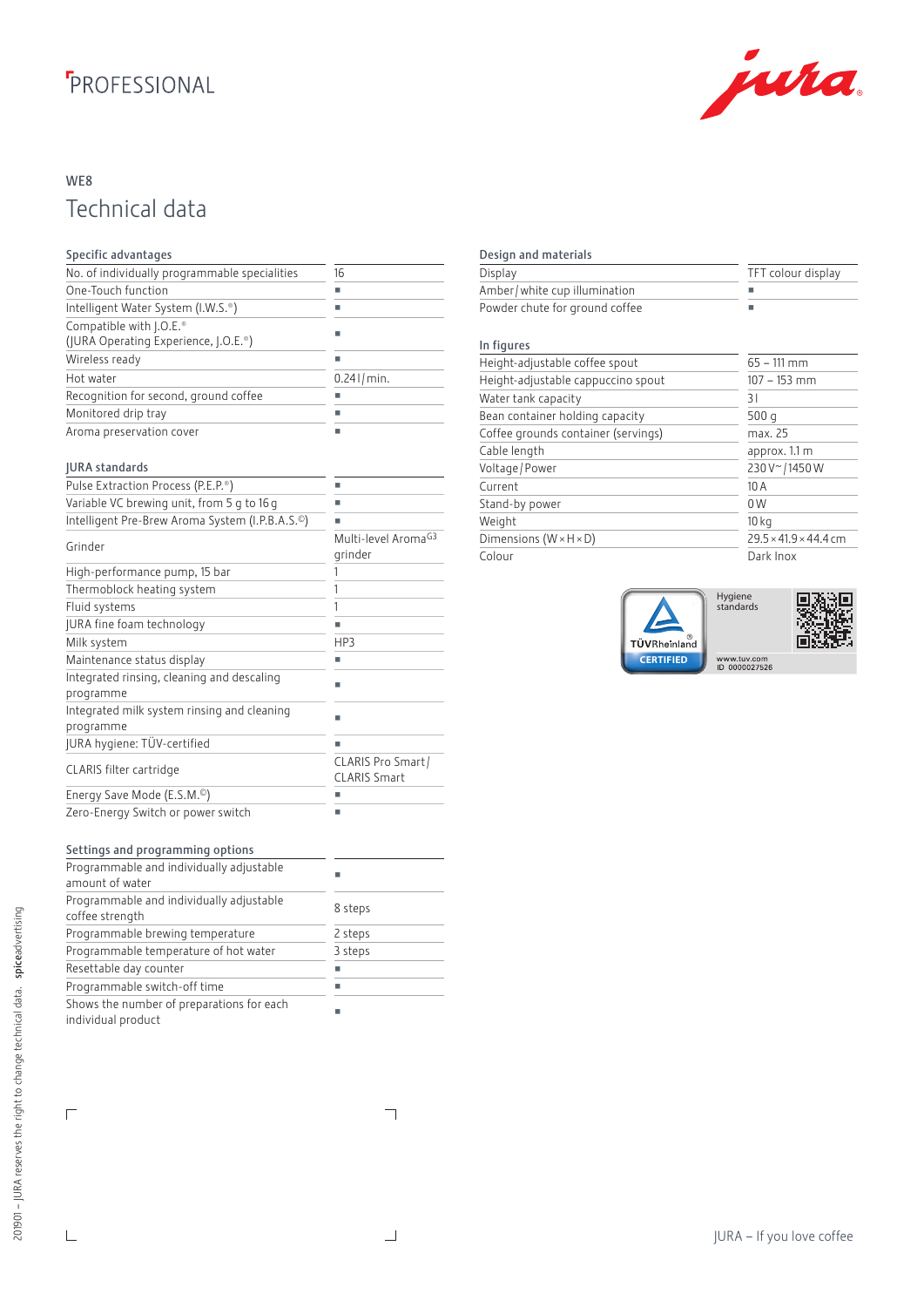PROFESSIONAL

WE8

# Technical data

## Specific advantages

| | |
|---|---|
| No. of individually programmable specialities | 16 |
| One-Touch function | ■ |
| Intelligent Water System (I.W.S.®) | ■ |
| Compatible with J.O.E.® (JURA Operating Experience, J.O.E.®) | ■ |
| Wireless ready | ■ |
| Hot water | 0.24 l/min. |
| Recognition for second, ground coffee | ■ |
| Monitored drip tray | ■ |
| Aroma preservation cover | ■ |

## JURA standards

| | |
|---|---|
| Pulse Extraction Process (P.E.P.®) | ■ |
| Variable VC brewing unit, from 5 g to 16 g | ■ |
| Intelligent Pre-Brew Aroma System (I.P.B.A.S.©) | ■ |
| Grinder | Multi-level Aroma G3 grinder |
| High-performance pump, 15 bar | 1 |
| Thermoblock heating system | 1 |
| Fluid systems | 1 |
| JURA fine foam technology | ■ |
| Milk system | HP3 |
| Maintenance status display | ■ |
| Integrated rinsing, cleaning and descaling programme | ■ |
| Integrated milk system rinsing and cleaning programme | ■ |
| JURA hygiene: TÜV-certified | ■ |
| CLARIS filter cartridge | CLARIS Pro Smart / CLARIS Smart |
| Energy Save Mode (E.S.M.©) | ■ |
| Zero-Energy Switch or power switch | ■ |

## Settings and programming options

| | |
|---|---|
| Programmable and individually adjustable amount of water | ■ |
| Programmable and individually adjustable coffee strength | 8 steps |
| Programmable brewing temperature | 2 steps |
| Programmable temperature of hot water | 3 steps |
| Resettable day counter | ■ |
| Programmable switch-off time | ■ |
| Shows the number of preparations for each individual product | ■ |

## Design and materials

| | |
|---|---|
| Display | TFT colour display |
| Amber / white cup illumination | ■ |
| Powder chute for ground coffee | ■ |

## In figures

| | |
|---|---|
| Height-adjustable coffee spout | 65 – 111 mm |
| Height-adjustable cappuccino spout | 107 – 153 mm |
| Water tank capacity | 3 l |
| Bean container holding capacity | 500 g |
| Coffee grounds container (servings) | max. 25 |
| Cable length | approx. 1.1 m |
| Voltage / Power | 230 V~ / 1450 W |
| Current | 10 A |
| Stand-by power | 0 W |
| Weight | 10 kg |
| Dimensions (W × H × D) | 29.5 × 41.9 × 44.4 cm |
| Colour | Dark Inox |

TÜVRheinland CERTIFIED
Hygiene standards
www.tuv.com
ID 0000027526

201901 – JURA reserves the right to change technical data. spiceadvertising

JURA – If you love coffee